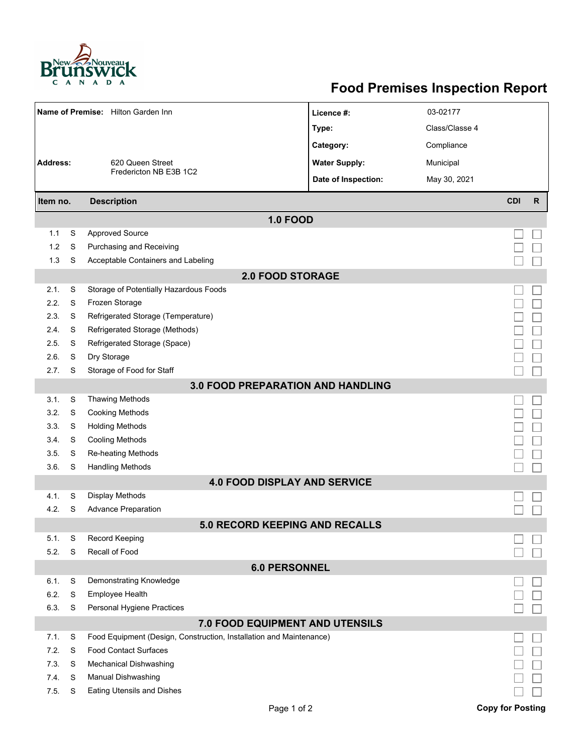# Food Premises Inspection Report

| | | | |
|---|---|---|---|
| **Name of Premise:** | Hilton Garden Inn | **Licence #:** | 03-02177 |
| | | **Type:** | Class/Classe 4 |
| | | **Category:** | Compliance |
| **Address:** | 620 Queen Street<br>Fredericton NB E3B 1C2 | **Water Supply:** | Municipal |
| | | **Date of Inspection:** | May 30, 2021 |

| Item no. | | Description | CDI | R |
|---|---|---|---|---|
| **1.0 FOOD** | | | | |
| 1.1 | S | Approved Source | ☐ | ☐ |
| 1.2 | S | Purchasing and Receiving | ☐ | ☐ |
| 1.3 | S | Acceptable Containers and Labeling | ☐ | ☐ |
| **2.0 FOOD STORAGE** | | | | |
| 2.1. | S | Storage of Potentially Hazardous Foods | ☐ | ☐ |
| 2.2. | S | Frozen Storage | ☐ | ☐ |
| 2.3. | S | Refrigerated Storage (Temperature) | ☐ | ☐ |
| 2.4. | S | Refrigerated Storage (Methods) | ☐ | ☐ |
| 2.5. | S | Refrigerated Storage (Space) | ☐ | ☐ |
| 2.6. | S | Dry Storage | ☐ | ☐ |
| 2.7. | S | Storage of Food for Staff | ☐ | ☐ |
| **3.0 FOOD PREPARATION AND HANDLING** | | | | |
| 3.1. | S | Thawing Methods | ☐ | ☐ |
| 3.2. | S | Cooking Methods | ☐ | ☐ |
| 3.3. | S | Holding Methods | ☐ | ☐ |
| 3.4. | S | Cooling Methods | ☐ | ☐ |
| 3.5. | S | Re-heating Methods | ☐ | ☐ |
| 3.6. | S | Handling Methods | ☐ | ☐ |
| **4.0 FOOD DISPLAY AND SERVICE** | | | | |
| 4.1. | S | Display Methods | ☐ | ☐ |
| 4.2. | S | Advance Preparation | ☐ | ☐ |
| **5.0 RECORD KEEPING AND RECALLS** | | | | |
| 5.1. | S | Record Keeping | ☐ | ☐ |
| 5.2. | S | Recall of Food | ☐ | ☐ |
| **6.0 PERSONNEL** | | | | |
| 6.1. | S | Demonstrating Knowledge | ☐ | ☐ |
| 6.2. | S | Employee Health | ☐ | ☐ |
| 6.3. | S | Personal Hygiene Practices | ☐ | ☐ |
| **7.0 FOOD EQUIPMENT AND UTENSILS** | | | | |
| 7.1. | S | Food Equipment (Design, Construction, Installation and Maintenance) | ☐ | ☐ |
| 7.2. | S | Food Contact Surfaces | ☐ | ☐ |
| 7.3. | S | Mechanical Dishwashing | ☐ | ☐ |
| 7.4. | S | Manual Dishwashing | ☐ | ☐ |
| 7.5. | S | Eating Utensils and Dishes | ☐ | ☐ |

**Copy for Posting**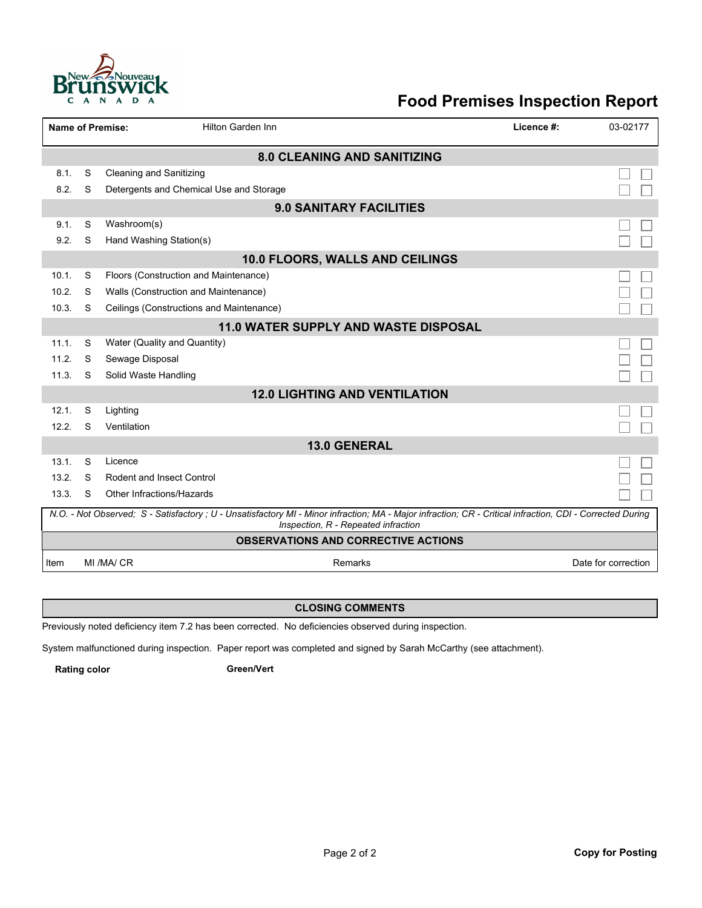# Food Premises Inspection Report

| **Name of Premise:** | Hilton Garden Inn | **Licence #:** | 03-02177 |
|---|---|---|---|

| | | | | |
|---|---|---|---|---|
| **8.0 CLEANING AND SANITIZING** | | | | |
| 8.1. | S | Cleaning and Sanitizing | ☐ | ☐ |
| 8.2. | S | Detergents and Chemical Use and Storage | ☐ | ☐ |
| **9.0 SANITARY FACILITIES** | | | | |
| 9.1. | S | Washroom(s) | ☐ | ☐ |
| 9.2. | S | Hand Washing Station(s) | ☐ | ☐ |
| **10.0 FLOORS, WALLS AND CEILINGS** | | | | |
| 10.1. | S | Floors (Construction and Maintenance) | ☐ | ☐ |
| 10.2. | S | Walls (Construction and Maintenance) | ☐ | ☐ |
| 10.3. | S | Ceilings (Constructions and Maintenance) | ☐ | ☐ |
| **11.0 WATER SUPPLY AND WASTE DISPOSAL** | | | | |
| 11.1. | S | Water (Quality and Quantity) | ☐ | ☐ |
| 11.2. | S | Sewage Disposal | ☐ | ☐ |
| 11.3. | S | Solid Waste Handling | ☐ | ☐ |
| **12.0 LIGHTING AND VENTILATION** | | | | |
| 12.1. | S | Lighting | ☐ | ☐ |
| 12.2. | S | Ventilation | ☐ | ☐ |
| **13.0 GENERAL** | | | | |
| 13.1. | S | Licence | ☐ | ☐ |
| 13.2. | S | Rodent and Insect Control | ☐ | ☐ |
| 13.3. | S | Other Infractions/Hazards | ☐ | ☐ |

*N.O. - Not Observed; S - Satisfactory ; U - Unsatisfactory MI - Minor infraction; MA - Major infraction; CR - Critical infraction, CDI - Corrected During Inspection, R - Repeated infraction*

## OBSERVATIONS AND CORRECTIVE ACTIONS

| Item | MI /MA/ CR | Remarks | Date for correction |
|---|---|---|---|

## CLOSING COMMENTS

Previously noted deficiency item 7.2 has been corrected. No deficiencies observed during inspection.

System malfunctioned during inspection. Paper report was completed and signed by Sarah McCarthy (see attachment).

**Rating color** **Green/Vert**

**Copy for Posting**